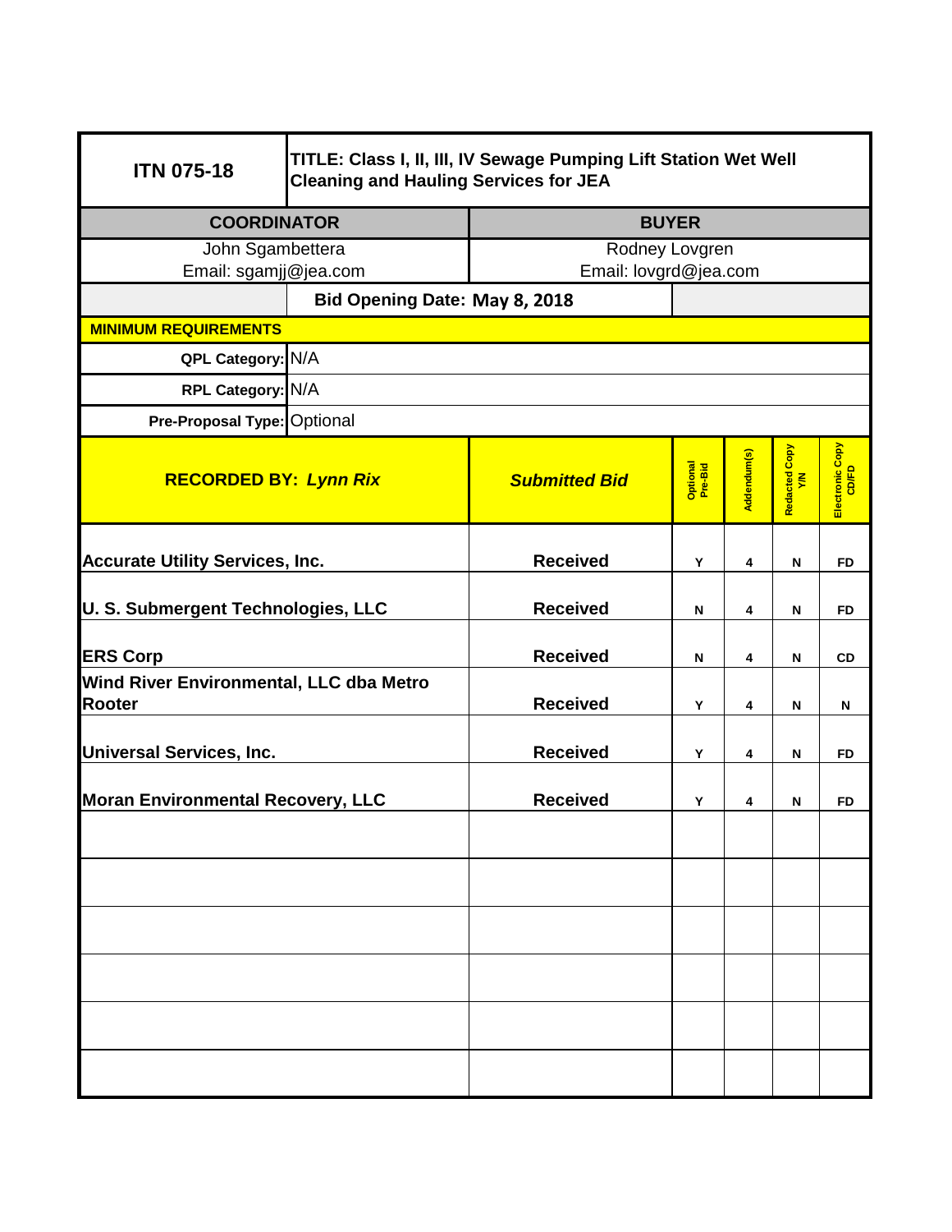| ITN 075-18 | TITLE: Class I, II, III, IV Sewage Pumping Lift Station Wet Well Cleaning and Hauling Services for JEA | | | | |
|---|---|---|---|---|---|
| **COORDINATOR** | | **BUYER** | | | |
| John Sgambettera<br>Email: sgamjj@jea.com | | Rodney Lovgren<br>Email: lovgrd@jea.com | | | |
| | **Bid Opening Date: May 8, 2018** | | | | |
| **MINIMUM REQUIREMENTS** | | | | | |
| **QPL Category:** | N/A | | | | |
| **RPL Category:** | N/A | | | | |
| **Pre-Proposal Type:** | Optional | | | | |

| **RECORDED BY: *Lynn Rix*** | ***Submitted Bid*** | **Optional Pre-Bid** | **Addendum(s)** | **Redacted Copy Y/N** | **Electronic Copy CD/FD** |
|---|---|---|---|---|---|
| **Accurate Utility Services, Inc.** | **Received** | Y | 4 | N | FD |
| **U. S. Submergent Technologies, LLC** | **Received** | N | 4 | N | FD |
| **ERS Corp** | **Received** | N | 4 | N | CD |
| **Wind River Environmental, LLC dba Metro Rooter** | **Received** | Y | 4 | N | N |
| **Universal Services, Inc.** | **Received** | Y | 4 | N | FD |
| **Moran Environmental Recovery, LLC** | **Received** | Y | 4 | N | FD |
| | | | | | |
| | | | | | |
| | | | | | |
| | | | | | |
| | | | | | |
| | | | | | |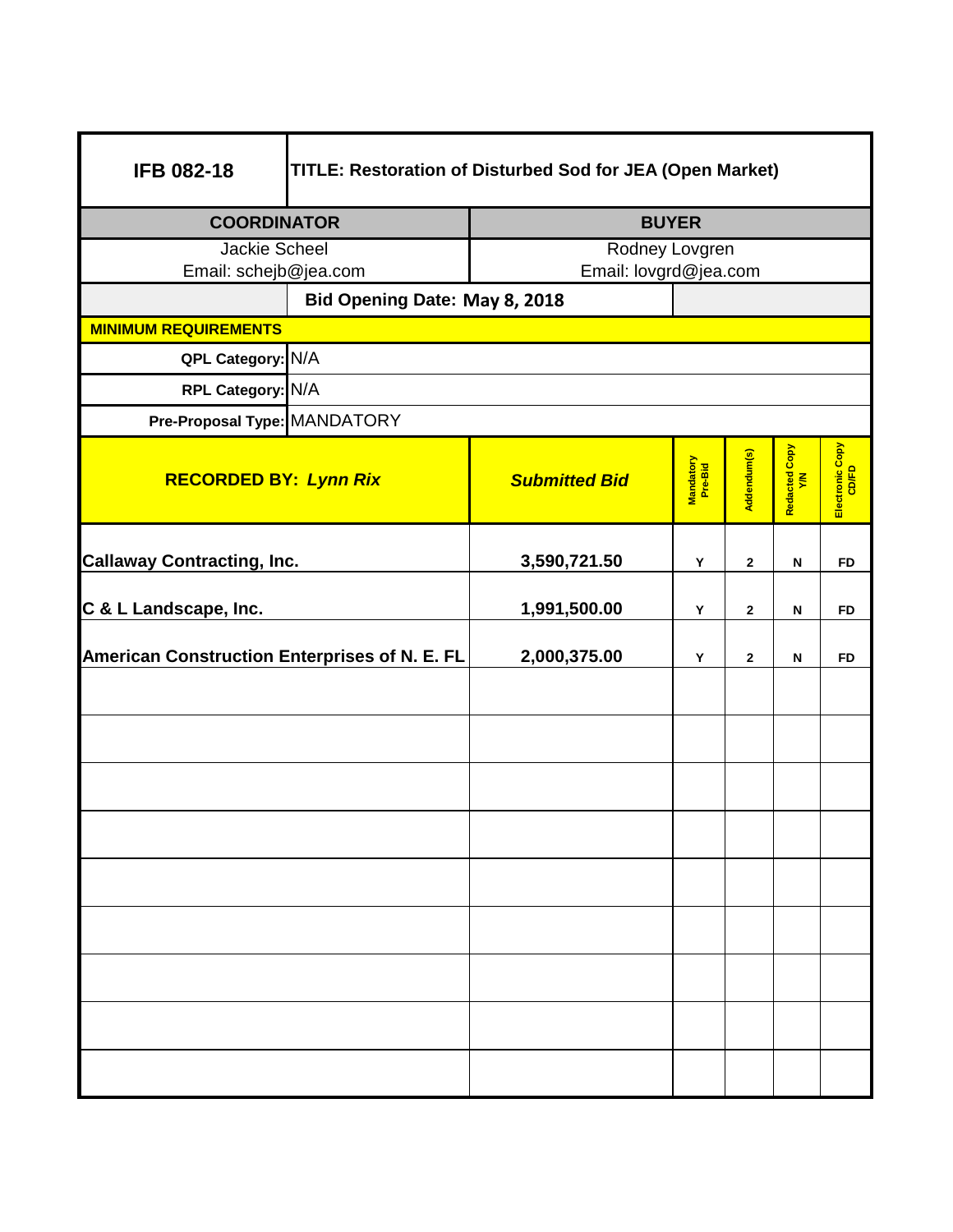| IFB 082-18 | TITLE: Restoration of Disturbed Sod for JEA (Open Market) | | | | | |
|---|---|---|---|---|---|---|
| **COORDINATOR** | | **BUYER** | | | | |
| Jackie Scheel<br>Email: schejb@jea.com | | Rodney Lovgren<br>Email: lovgrd@jea.com | | | | |
| | **Bid Opening Date: May 8, 2018** | | | | | |
| **MINIMUM REQUIREMENTS** | | | | | | |
| **QPL Category:** | N/A | | | | | |
| **RPL Category:** | N/A | | | | | |
| **Pre-Proposal Type:** | MANDATORY | | | | | |
| **RECORDED BY: *Lynn Rix*** | | ***Submitted Bid*** | **Mandatory Pre-Bid** | **Addendum(s)** | **Redacted Copy Y/N** | **Electronic Copy CD/FD** |
| **Callaway Contracting, Inc.** | | **3,590,721.50** | Y | 2 | N | FD |
| **C & L Landscape, Inc.** | | **1,991,500.00** | Y | 2 | N | FD |
| **American Construction Enterprises of N. E. FL** | | **2,000,375.00** | Y | 2 | N | FD |